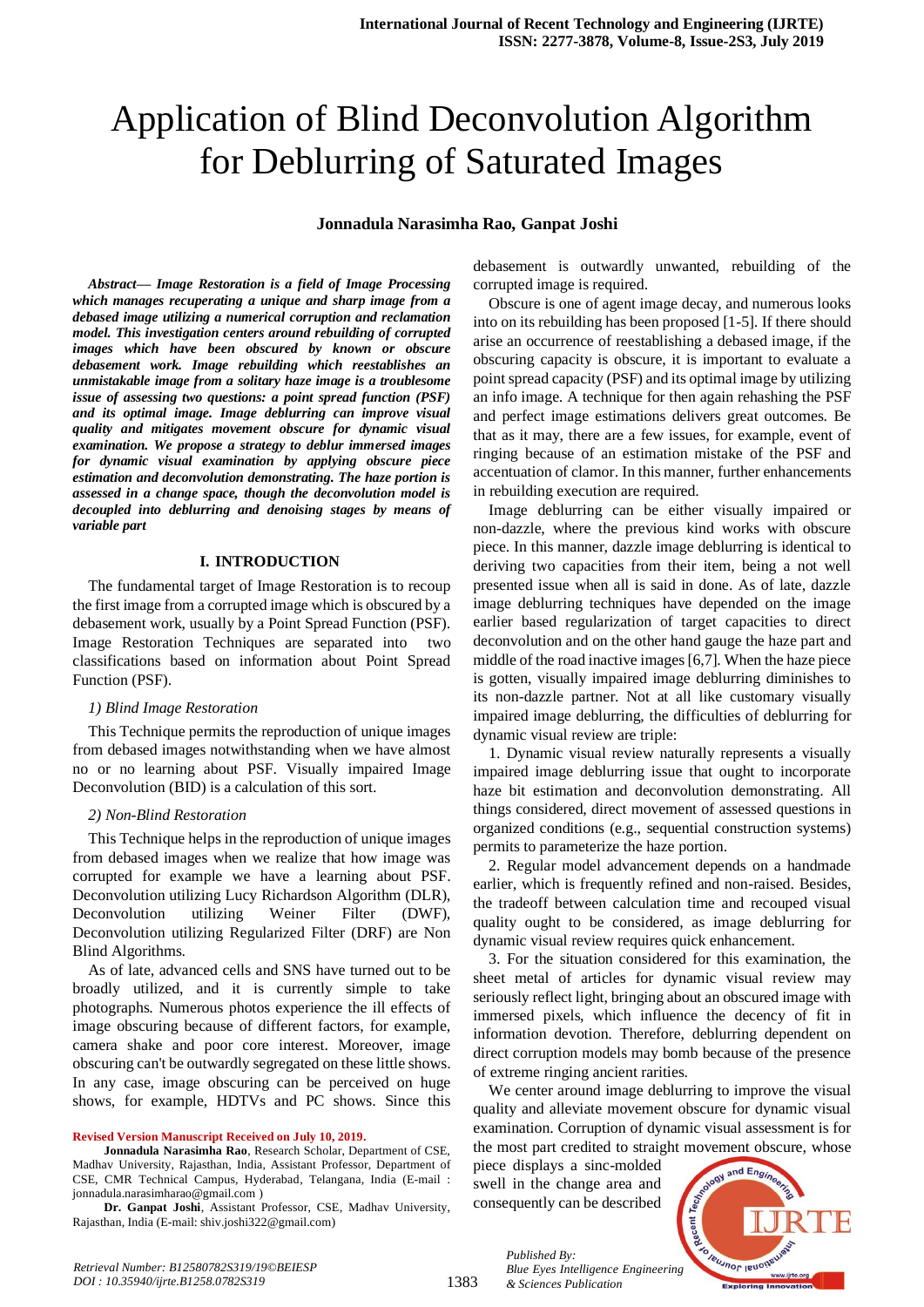# Application of Blind Deconvolution Algorithm for Deblurring of Saturated Images

**Jonnadula Narasimha Rao, Ganpat Joshi**

***Abstract— Image Restoration is a field of Image Processing which manages recuperating a unique and sharp image from a debased image utilizing a numerical corruption and reclamation model. This investigation centers around rebuilding of corrupted images which have been obscured by known or obscure debasement work. Image rebuilding which reestablishes an unmistakable image from a solitary haze image is a troublesome issue of assessing two questions: a point spread function (PSF) and its optimal image. Image deblurring can improve visual quality and mitigates movement obscure for dynamic visual examination. We propose a strategy to deblur immersed images for dynamic visual examination by applying obscure piece estimation and deconvolution demonstrating. The haze portion is assessed in a change space, though the deconvolution model is decoupled into deblurring and denoising stages by means of variable part***

## I. INTRODUCTION

The fundamental target of Image Restoration is to recoup the first image from a corrupted image which is obscured by a debasement work, usually by a Point Spread Function (PSF). Image Restoration Techniques are separated into two classifications based on information about Point Spread Function (PSF).

*1) Blind Image Restoration*

This Technique permits the reproduction of unique images from debased images notwithstanding when we have almost no or no learning about PSF. Visually impaired Image Deconvolution (BID) is a calculation of this sort.

*2) Non-Blind Restoration*

This Technique helps in the reproduction of unique images from debased images when we realize that how image was corrupted for example we have a learning about PSF. Deconvolution utilizing Lucy Richardson Algorithm (DLR), Deconvolution utilizing Weiner Filter (DWF), Deconvolution utilizing Regularized Filter (DRF) are Non Blind Algorithms.

As of late, advanced cells and SNS have turned out to be broadly utilized, and it is currently simple to take photographs. Numerous photos experience the ill effects of image obscuring because of different factors, for example, camera shake and poor core interest. Moreover, image obscuring can't be outwardly segregated on these little shows. In any case, image obscuring can be perceived on huge shows, for example, HDTVs and PC shows. Since this debasement is outwardly unwanted, rebuilding of the corrupted image is required.

Obscure is one of agent image decay, and numerous looks into on its rebuilding has been proposed [1-5]. If there should arise an occurrence of reestablishing a debased image, if the obscuring capacity is obscure, it is important to evaluate a point spread capacity (PSF) and its optimal image by utilizing an info image. A technique for then again rehashing the PSF and perfect image estimations delivers great outcomes. Be that as it may, there are a few issues, for example, event of ringing because of an estimation mistake of the PSF and accentuation of clamor. In this manner, further enhancements in rebuilding execution are required.

Image deblurring can be either visually impaired or non-dazzle, where the previous kind works with obscure piece. In this manner, dazzle image deblurring is identical to deriving two capacities from their item, being a not well presented issue when all is said in done. As of late, dazzle image deblurring techniques have depended on the image earlier based regularization of target capacities to direct deconvolution and on the other hand gauge the haze part and middle of the road inactive images [6,7]. When the haze piece is gotten, visually impaired image deblurring diminishes to its non-dazzle partner. Not at all like customary visually impaired image deblurring, the difficulties of deblurring for dynamic visual review are triple:

1. Dynamic visual review naturally represents a visually impaired image deblurring issue that ought to incorporate haze bit estimation and deconvolution demonstrating. All things considered, direct movement of assessed questions in organized conditions (e.g., sequential construction systems) permits to parameterize the haze portion.

2. Regular model advancement depends on a handmade earlier, which is frequently refined and non-raised. Besides, the tradeoff between calculation time and recouped visual quality ought to be considered, as image deblurring for dynamic visual review requires quick enhancement.

3. For the situation considered for this examination, the sheet metal of articles for dynamic visual review may seriously reflect light, bringing about an obscured image with immersed pixels, which influence the decency of fit in information devotion. Therefore, deblurring dependent on direct corruption models may bomb because of the presence of extreme ringing ancient rarities.

We center around image deblurring to improve the visual quality and alleviate movement obscure for dynamic visual examination. Corruption of dynamic visual assessment is for the most part credited to straight movement obscure, whose piece displays a sinc-molded swell in the change area and consequently can be described

**Revised Version Manuscript Received on July 10, 2019.**

**Jonnadula Narasimha Rao**, Research Scholar, Department of CSE, Madhav University, Rajasthan, India, Assistant Professor, Department of CSE, CMR Technical Campus, Hyderabad, Telangana, India (E-mail : jonnadula.narasimharao@gmail.com )

**Dr. Ganpat Joshi**, Assistant Professor, CSE, Madhav University, Rajasthan, India (E-mail: shiv.joshi322@gmail.com)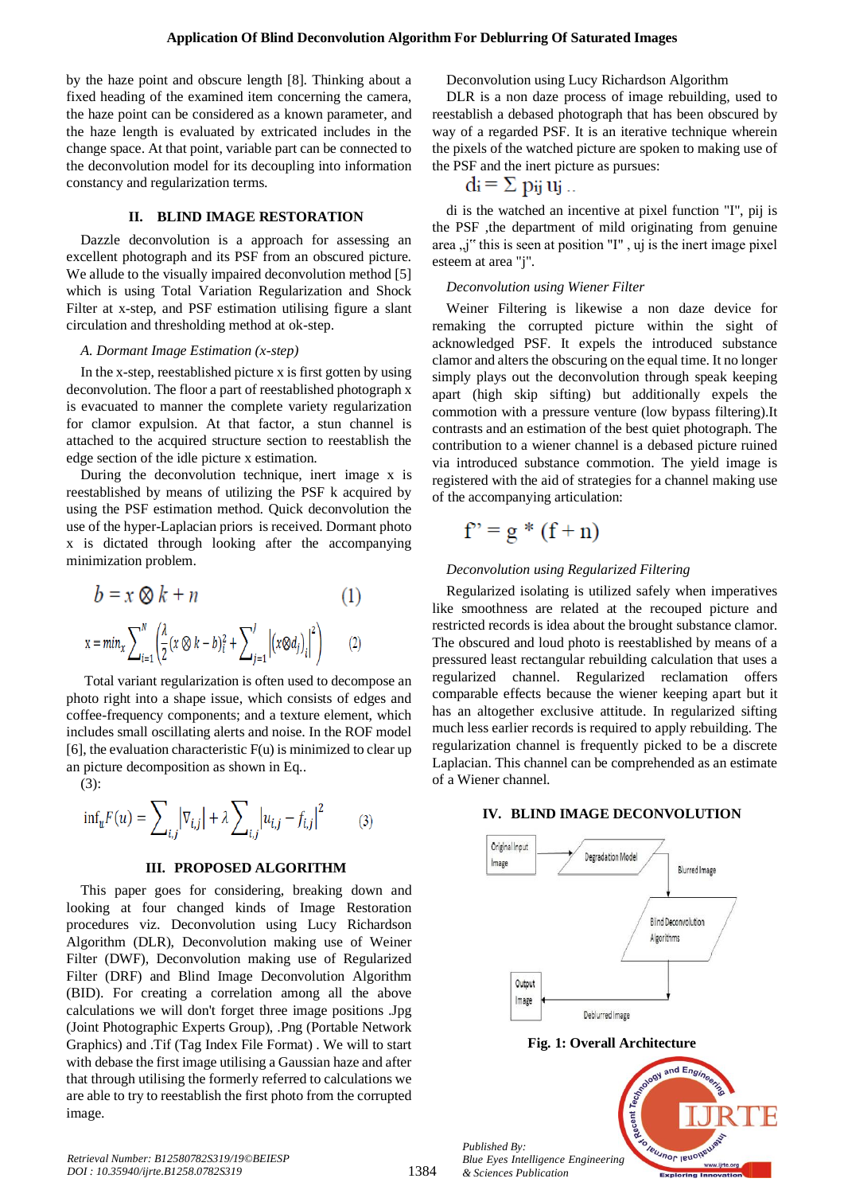by the haze point and obscure length [8]. Thinking about a fixed heading of the examined item concerning the camera, the haze point can be considered as a known parameter, and the haze length is evaluated by extricated includes in the change space. At that point, variable part can be connected to the deconvolution model for its decoupling into information constancy and regularization terms.

## II. BLIND IMAGE RESTORATION

Dazzle deconvolution is a approach for assessing an excellent photograph and its PSF from an obscured picture. We allude to the visually impaired deconvolution method [5] which is using Total Variation Regularization and Shock Filter at x-step, and PSF estimation utilising figure a slant circulation and thresholding method at ok-step.

### *A. Dormant Image Estimation (x-step)*

In the x-step, reestablished picture x is first gotten by using deconvolution. The floor a part of reestablished photograph x is evacuated to manner the complete variety regularization for clamor expulsion. At that factor, a stun channel is attached to the acquired structure section to reestablish the edge section of the idle picture x estimation.

During the deconvolution technique, inert image x is reestablished by means of utilizing the PSF k acquired by using the PSF estimation method. Quick deconvolution the use of the hyper-Laplacian priors is received. Dormant photo x is dictated through looking after the accompanying minimization problem.

$$b = x \otimes k + n \qquad (1)$$

$$x = min_x \sum_{i=1}^{N} \left( \frac{\lambda}{2} (x \otimes k - b)_i^2 + \sum_{j=1}^{J} \left| (x \otimes d_j)_i \right|^2 \right) \qquad (2)$$

Total variant regularization is often used to decompose an photo right into a shape issue, which consists of edges and coffee-frequency components; and a texture element, which includes small oscillating alerts and noise. In the ROF model [6], the evaluation characteristic F(u) is minimized to clear up an picture decomposition as shown in Eq..

(3):

$$\inf_u F(u) = \sum_{i,j} |\nabla_{i,j}| + \lambda \sum_{i,j} |u_{i,j} - f_{i,j}|^2 \qquad (3)$$

## III. PROPOSED ALGORITHM

This paper goes for considering, breaking down and looking at four changed kinds of Image Restoration procedures viz. Deconvolution using Lucy Richardson Algorithm (DLR), Deconvolution making use of Weiner Filter (DWF), Deconvolution making use of Regularized Filter (DRF) and Blind Image Deconvolution Algorithm (BID). For creating a correlation among all the above calculations we will don't forget three image positions .Jpg (Joint Photographic Experts Group), .Png (Portable Network Graphics) and .Tif (Tag Index File Format) . We will to start with debase the first image utilising a Gaussian haze and after that through utilising the formerly referred to calculations we are able to try to reestablish the first photo from the corrupted image.

Deconvolution using Lucy Richardson Algorithm

DLR is a non daze process of image rebuilding, used to reestablish a debased photograph that has been obscured by way of a regarded PSF. It is an iterative technique wherein the pixels of the watched picture are spoken to making use of the PSF and the inert picture as pursues:

$$d_i = \Sigma\, p_{ij}\, u_j \,..$$

di is the watched an incentive at pixel function "I", pij is the PSF ,the department of mild originating from genuine area „j" this is seen at position "I" , uj is the inert image pixel esteem at area "j".

*Deconvolution using Wiener Filter*

Weiner Filtering is likewise a non daze device for remaking the corrupted picture within the sight of acknowledged PSF. It expels the introduced substance clamor and alters the obscuring on the equal time. It no longer simply plays out the deconvolution through speak keeping apart (high skip sifting) but additionally expels the commotion with a pressure venture (low bypass filtering).It contrasts and an estimation of the best quiet photograph. The contribution to a wiener channel is a debased picture ruined via introduced substance commotion. The yield image is registered with the aid of strategies for a channel making use of the accompanying articulation:

$$f' = g * (f + n)$$

*Deconvolution using Regularized Filtering*

Regularized isolating is utilized safely when imperatives like smoothness are related at the recouped picture and restricted records is idea about the brought substance clamor. The obscured and loud photo is reestablished by means of a pressured least rectangular rebuilding calculation that uses a regularized channel. Regularized reclamation offers comparable effects because the wiener keeping apart but it has an altogether exclusive attitude. In regularized sifting much less earlier records is required to apply rebuilding. The regularization channel is frequently picked to be a discrete Laplacian. This channel can be comprehended as an estimate of a Wiener channel.

## IV. BLIND IMAGE DECONVOLUTION

Original Input Image → Degradation Model → Blurred Image → Blind Deconvolution Algorithms → Deblurred Image → Output Image

**Fig. 1: Overall Architecture**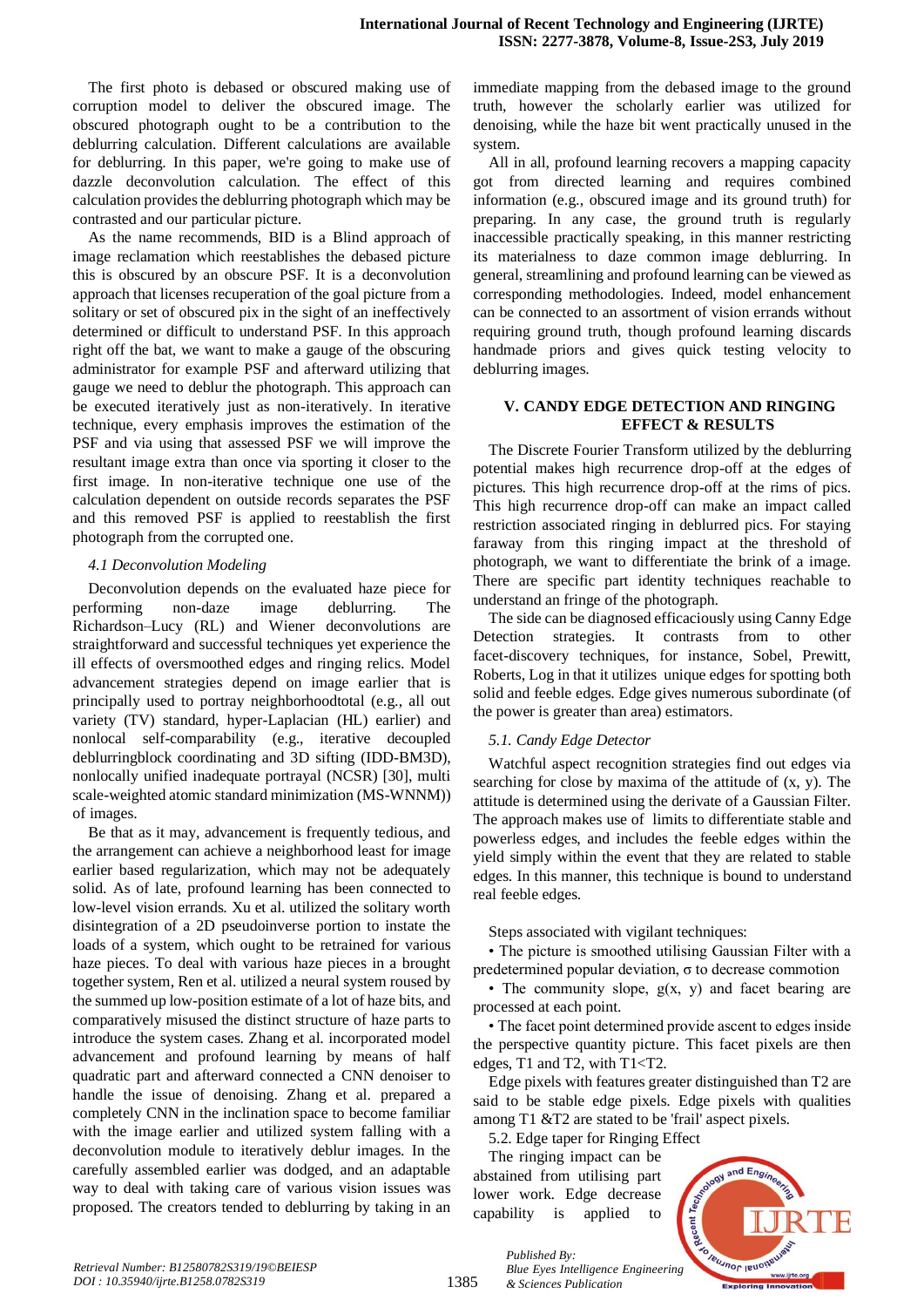The first photo is debased or obscured making use of corruption model to deliver the obscured image. The obscured photograph ought to be a contribution to the deblurring calculation. Different calculations are available for deblurring. In this paper, we're going to make use of dazzle deconvolution calculation. The effect of this calculation provides the deblurring photograph which may be contrasted and our particular picture.

As the name recommends, BID is a Blind approach of image reclamation which reestablishes the debased picture this is obscured by an obscure PSF. It is a deconvolution approach that licenses recuperation of the goal picture from a solitary or set of obscured pix in the sight of an ineffectively determined or difficult to understand PSF. In this approach right off the bat, we want to make a gauge of the obscuring administrator for example PSF and afterward utilizing that gauge we need to deblur the photograph. This approach can be executed iteratively just as non-iteratively. In iterative technique, every emphasis improves the estimation of the PSF and via using that assessed PSF we will improve the resultant image extra than once via sporting it closer to the first image. In non-iterative technique one use of the calculation dependent on outside records separates the PSF and this removed PSF is applied to reestablish the first photograph from the corrupted one.

### *4.1 Deconvolution Modeling*

Deconvolution depends on the evaluated haze piece for performing non-daze image deblurring. The Richardson–Lucy (RL) and Wiener deconvolutions are straightforward and successful techniques yet experience the ill effects of oversmoothed edges and ringing relics. Model advancement strategies depend on image earlier that is principally used to portray neighborhoodtotal (e.g., all out variety (TV) standard, hyper-Laplacian (HL) earlier) and nonlocal self-comparability (e.g., iterative decoupled deblurringblock coordinating and 3D sifting (IDD-BM3D), nonlocally unified inadequate portrayal (NCSR) [30], multi scale-weighted atomic standard minimization (MS-WNNM)) of images.

Be that as it may, advancement is frequently tedious, and the arrangement can achieve a neighborhood least for image earlier based regularization, which may not be adequately solid. As of late, profound learning has been connected to low-level vision errands. Xu et al. utilized the solitary worth disintegration of a 2D pseudoinverse portion to instate the loads of a system, which ought to be retrained for various haze pieces. To deal with various haze pieces in a brought together system, Ren et al. utilized a neural system roused by the summed up low-position estimate of a lot of haze bits, and comparatively misused the distinct structure of haze parts to introduce the system cases. Zhang et al. incorporated model advancement and profound learning by means of half quadratic part and afterward connected a CNN denoiser to handle the issue of denoising. Zhang et al. prepared a completely CNN in the inclination space to become familiar with the image earlier and utilized system falling with a deconvolution module to iteratively deblur images. In the carefully assembled earlier was dodged, and an adaptable way to deal with taking care of various vision issues was proposed. The creators tended to deblurring by taking in an immediate mapping from the debased image to the ground truth, however the scholarly earlier was utilized for denoising, while the haze bit went practically unused in the system.

All in all, profound learning recovers a mapping capacity got from directed learning and requires combined information (e.g., obscured image and its ground truth) for preparing. In any case, the ground truth is regularly inaccessible practically speaking, in this manner restricting its materialness to daze common image deblurring. In general, streamlining and profound learning can be viewed as corresponding methodologies. Indeed, model enhancement can be connected to an assortment of vision errands without requiring ground truth, though profound learning discards handmade priors and gives quick testing velocity to deblurring images.

## V. CANDY EDGE DETECTION AND RINGING EFFECT & RESULTS

The Discrete Fourier Transform utilized by the deblurring potential makes high recurrence drop-off at the edges of pictures. This high recurrence drop-off at the rims of pics. This high recurrence drop-off can make an impact called restriction associated ringing in deblurred pics. For staying faraway from this ringing impact at the threshold of photograph, we want to differentiate the brink of a image. There are specific part identity techniques reachable to understand an fringe of the photograph.

The side can be diagnosed efficaciously using Canny Edge Detection strategies. It contrasts from to other facet-discovery techniques, for instance, Sobel, Prewitt, Roberts, Log in that it utilizes unique edges for spotting both solid and feeble edges. Edge gives numerous subordinate (of the power is greater than area) estimators.

### *5.1. Candy Edge Detector*

Watchful aspect recognition strategies find out edges via searching for close by maxima of the attitude of (x, y). The attitude is determined using the derivate of a Gaussian Filter. The approach makes use of limits to differentiate stable and powerless edges, and includes the feeble edges within the yield simply within the event that they are related to stable edges. In this manner, this technique is bound to understand real feeble edges.

Steps associated with vigilant techniques:

- The picture is smoothed utilising Gaussian Filter with a predetermined popular deviation, $\sigma$ to decrease commotion
- The community slope, $g(x, y)$ and facet bearing are processed at each point.
- The facet point determined provide ascent to edges inside the perspective quantity picture. This facet pixels are then edges, T1 and T2, with T1<T2.

Edge pixels with features greater distinguished than T2 are said to be stable edge pixels. Edge pixels with qualities among T1 &T2 are stated to be 'frail' aspect pixels.

5.2. Edge taper for Ringing Effect

The ringing impact can be abstained from utilising part lower work. Edge decrease capability is applied to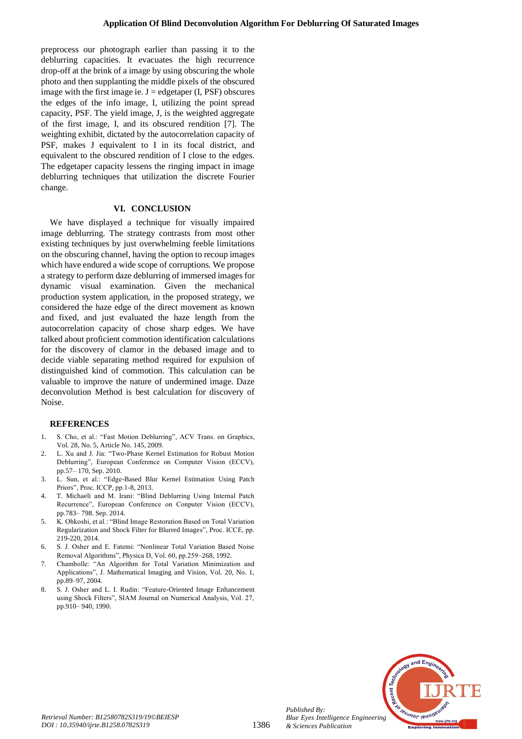preprocess our photograph earlier than passing it to the deblurring capacities. It evacuates the high recurrence drop-off at the brink of a image by using obscuring the whole photo and then supplanting the middle pixels of the obscured image with the first image ie. J = edgetaper (I, PSF) obscures the edges of the info image, I, utilizing the point spread capacity, PSF. The yield image, J, is the weighted aggregate of the first image, I, and its obscured rendition [7]. The weighting exhibit, dictated by the autocorrelation capacity of PSF, makes J equivalent to I in its focal district, and equivalent to the obscured rendition of I close to the edges. The edgetaper capacity lessens the ringing impact in image deblurring techniques that utilization the discrete Fourier change.

## VI. CONCLUSION

We have displayed a technique for visually impaired image deblurring. The strategy contrasts from most other existing techniques by just overwhelming feeble limitations on the obscuring channel, having the option to recoup images which have endured a wide scope of corruptions. We propose a strategy to perform daze deblurring of immersed images for dynamic visual examination. Given the mechanical production system application, in the proposed strategy, we considered the haze edge of the direct movement as known and fixed, and just evaluated the haze length from the autocorrelation capacity of chose sharp edges. We have talked about proficient commotion identification calculations for the discovery of clamor in the debased image and to decide viable separating method required for expulsion of distinguished kind of commotion. This calculation can be valuable to improve the nature of undermined image. Daze deconvolution Method is best calculation for discovery of Noise.

## REFERENCES

1. S. Cho, et al.: "Fast Motion Deblurring", ACV Trans. on Graphics, Vol. 28, No. 5, Article No. 145, 2009.
2. L. Xu and J. Jia: "Two-Phase Kernel Estimation for Robust Motion Deblurring", European Conference on Computer Vision (ECCV), pp.57– 170, Sep. 2010.
3. L. Sun, et al.: "Edge-Based Blur Kernel Estimation Using Patch Priors", Proc. ICCP, pp.1-8, 2013.
4. T. Michaeli and M. Irani: "Blind Deblurring Using Internal Patch Recurrence", European Conference on Conputer Vision (ECCV), pp.783– 798. Sep. 2014.
5. K. Ohkoshi, et al.: "Blind Image Restoration Based on Total Variation Regularization and Shock Filter for Blurred Images", Proc. ICCE, pp. 219-220, 2014.
6. S. J. Osher and E. Fatemi: "Nonlinear Total Variation Based Noise Removal Algorithms", Physica D, Vol. 60, pp.259–268, 1992.
7. Chambolle: "An Algorithm for Total Variation Minimization and Applications", J. Mathematical Imaging and Vision, Vol. 20, No. 1, pp.89–97, 2004.
8. S. J. Osher and L. I. Rudin: "Feature-Oriented Image Enhancement using Shock Filters", SIAM Journal on Numerical Analysis, Vol. 27, pp.910– 940, 1990.